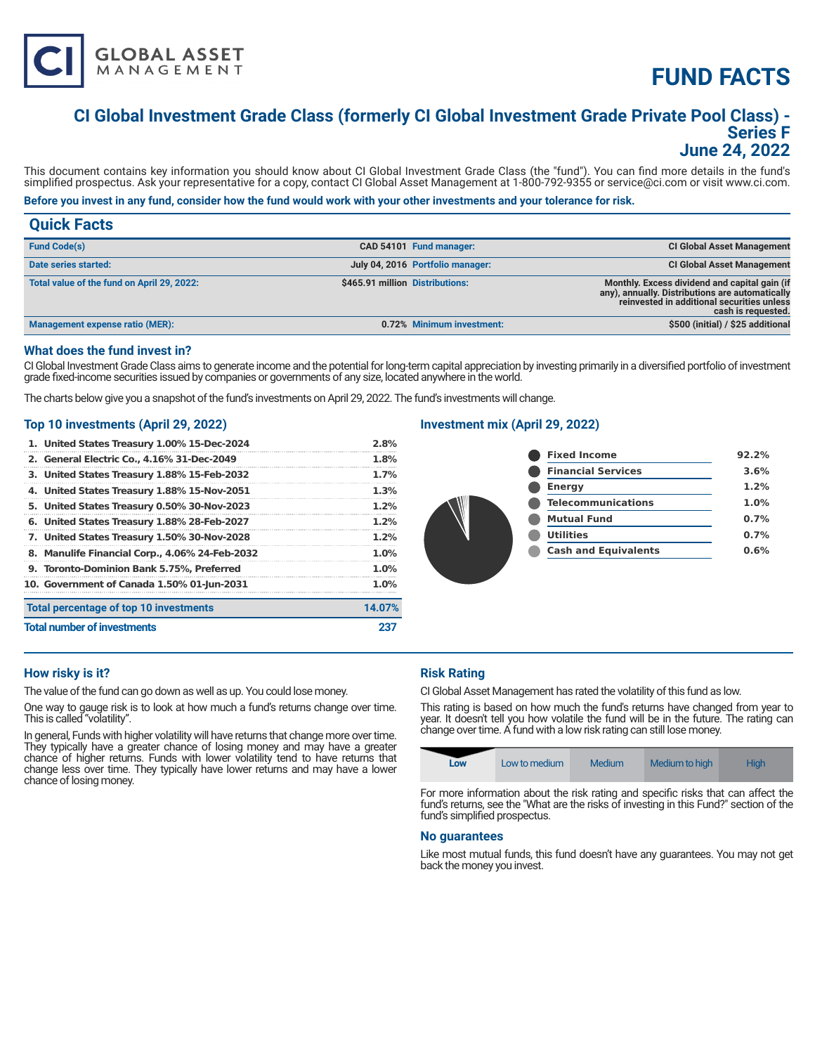CI GLOBAL ASSET MANAGEMENT

# FUND FACTS

## CI Global Investment Grade Class (formerly CI Global Investment Grade Private Pool Class) - Series F
## June 24, 2022

This document contains key information you should know about CI Global Investment Grade Class (the "fund"). You can find more details in the fund's simplified prospectus. Ask your representative for a copy, contact CI Global Asset Management at 1-800-792-9355 or service@ci.com or visit www.ci.com.

**Before you invest in any fund, consider how the fund would work with your other investments and your tolerance for risk.**

## Quick Facts

| | | | |
|---|---|---|---|
| **Fund Code(s)** | CAD 54101 | **Fund manager:** | CI Global Asset Management |
| **Date series started:** | July 04, 2016 | **Portfolio manager:** | CI Global Asset Management |
| **Total value of the fund on April 29, 2022:** | $465.91 million | **Distributions:** | Monthly. Excess dividend and capital gain (if any), annually. Distributions are automatically reinvested in additional securities unless cash is requested. |
| **Management expense ratio (MER):** | 0.72% | **Minimum investment:** | $500 (initial) / $25 additional |

### What does the fund invest in?

CI Global Investment Grade Class aims to generate income and the potential for long-term capital appreciation by investing primarily in a diversified portfolio of investment grade fixed-income securities issued by companies or governments of any size, located anywhere in the world.

The charts below give you a snapshot of the fund's investments on April 29, 2022. The fund's investments will change.

### Top 10 investments (April 29, 2022)

| | |
|---|---|
| 1. United States Treasury 1.00% 15-Dec-2024 | 2.8% |
| 2. General Electric Co., 4.16% 31-Dec-2049 | 1.8% |
| 3. United States Treasury 1.88% 15-Feb-2032 | 1.7% |
| 4. United States Treasury 1.88% 15-Nov-2051 | 1.3% |
| 5. United States Treasury 0.50% 30-Nov-2023 | 1.2% |
| 6. United States Treasury 1.88% 28-Feb-2027 | 1.2% |
| 7. United States Treasury 1.50% 30-Nov-2028 | 1.2% |
| 8. Manulife Financial Corp., 4.06% 24-Feb-2032 | 1.0% |
| 9. Toronto-Dominion Bank 5.75%, Preferred | 1.0% |
| 10. Government of Canada 1.50% 01-Jun-2031 | 1.0% |
| **Total percentage of top 10 investments** | **14.07%** |
| **Total number of investments** | **237** |

### Investment mix (April 29, 2022)

| | |
|---|---|
| Fixed Income | 92.2% |
| Financial Services | 3.6% |
| Energy | 1.2% |
| Telecommunications | 1.0% |
| Mutual Fund | 0.7% |
| Utilities | 0.7% |
| Cash and Equivalents | 0.6% |

### How risky is it?

The value of the fund can go down as well as up. You could lose money.

One way to gauge risk is to look at how much a fund's returns change over time. This is called "volatility".

In general, Funds with higher volatility will have returns that change more over time. They typically have a greater chance of losing money and may have a greater chance of higher returns. Funds with lower volatility tend to have returns that change less over time. They typically have lower returns and may have a lower chance of losing money.

### Risk Rating

CI Global Asset Management has rated the volatility of this fund as low.

This rating is based on how much the fund's returns have changed from year to year. It doesn't tell you how volatile the fund will be in the future. The rating can change over time. A fund with a low risk rating can still lose money.

| **Low** | Low to medium | Medium | Medium to high | High |
|---|---|---|---|---|

For more information about the risk rating and specific risks that can affect the fund's returns, see the "What are the risks of investing in this Fund?" section of the fund's simplified prospectus.

### No guarantees

Like most mutual funds, this fund doesn't have any guarantees. You may not get back the money you invest.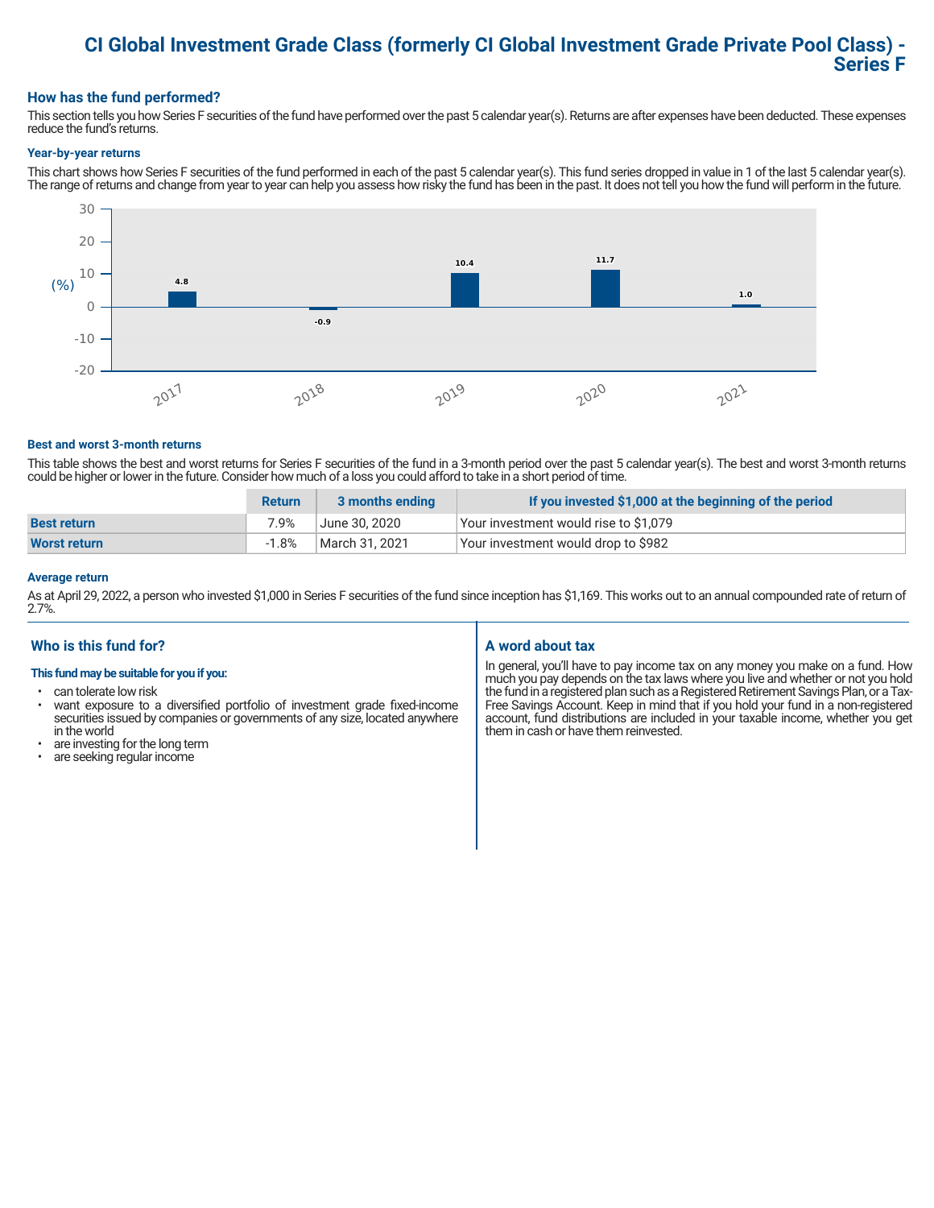# CI Global Investment Grade Class (formerly CI Global Investment Grade Private Pool Class) - Series F

## How has the fund performed?

This section tells you how Series F securities of the fund have performed over the past 5 calendar year(s). Returns are after expenses have been deducted. These expenses reduce the fund's returns.

### Year-by-year returns

This chart shows how Series F securities of the fund performed in each of the past 5 calendar year(s). This fund series dropped in value in 1 of the last 5 calendar year(s). The range of returns and change from year to year can help you assess how risky the fund has been in the past. It does not tell you how the fund will perform in the future.

| Year | Return (%) |
|---|---|
| 2017 | 4.8 |
| 2018 | -0.9 |
| 2019 | 10.4 |
| 2020 | 11.7 |
| 2021 | 1.0 |

### Best and worst 3-month returns

This table shows the best and worst returns for Series F securities of the fund in a 3-month period over the past 5 calendar year(s). The best and worst 3-month returns could be higher or lower in the future. Consider how much of a loss you could afford to take in a short period of time.

| | Return | 3 months ending | If you invested $1,000 at the beginning of the period |
|---|---|---|---|
| **Best return** | 7.9% | June 30, 2020 | Your investment would rise to $1,079 |
| **Worst return** | -1.8% | March 31, 2021 | Your investment would drop to $982 |

### Average return

As at April 29, 2022, a person who invested $1,000 in Series F securities of the fund since inception has $1,169. This works out to an annual compounded rate of return of 2.7%.

## Who is this fund for?

**This fund may be suitable for you if you:**

- can tolerate low risk
- want exposure to a diversified portfolio of investment grade fixed-income securities issued by companies or governments of any size, located anywhere in the world
- are investing for the long term
- are seeking regular income

## A word about tax

In general, you'll have to pay income tax on any money you make on a fund. How much you pay depends on the tax laws where you live and whether or not you hold the fund in a registered plan such as a Registered Retirement Savings Plan, or a Tax-Free Savings Account. Keep in mind that if you hold your fund in a non-registered account, fund distributions are included in your taxable income, whether you get them in cash or have them reinvested.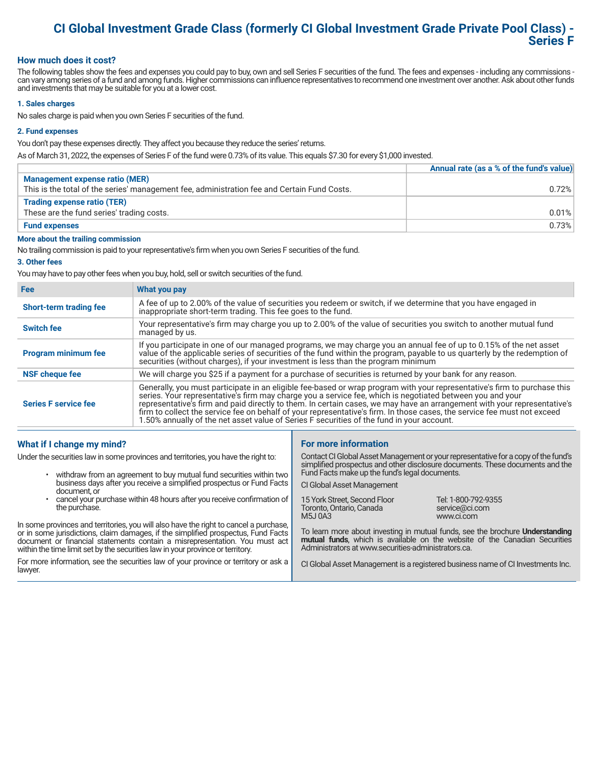# CI Global Investment Grade Class (formerly CI Global Investment Grade Private Pool Class) - Series F

## How much does it cost?

The following tables show the fees and expenses you could pay to buy, own and sell Series F securities of the fund. The fees and expenses - including any commissions - can vary among series of a fund and among funds. Higher commissions can influence representatives to recommend one investment over another. Ask about other funds and investments that may be suitable for you at a lower cost.

### 1. Sales charges

No sales charge is paid when you own Series F securities of the fund.

### 2. Fund expenses

You don't pay these expenses directly. They affect you because they reduce the series' returns.

As of March 31, 2022, the expenses of Series F of the fund were 0.73% of its value. This equals $7.30 for every $1,000 invested.

| | Annual rate (as a % of the fund's value) |
|---|---|
| **Management expense ratio (MER)**<br>This is the total of the series' management fee, administration fee and Certain Fund Costs. | 0.72% |
| **Trading expense ratio (TER)**<br>These are the fund series' trading costs. | 0.01% |
| **Fund expenses** | 0.73% |

#### More about the trailing commission

No trailing commission is paid to your representative's firm when you own Series F securities of the fund.

### 3. Other fees

You may have to pay other fees when you buy, hold, sell or switch securities of the fund.

| Fee | What you pay |
|---|---|
| **Short-term trading fee** | A fee of up to 2.00% of the value of securities you redeem or switch, if we determine that you have engaged in inappropriate short-term trading. This fee goes to the fund. |
| **Switch fee** | Your representative's firm may charge you up to 2.00% of the value of securities you switch to another mutual fund managed by us. |
| **Program minimum fee** | If you participate in one of our managed programs, we may charge you an annual fee of up to 0.15% of the net asset value of the applicable series of securities of the fund within the program, payable to us quarterly by the redemption of securities (without charges), if your investment is less than the program minimum |
| **NSF cheque fee** | We will charge you $25 if a payment for a purchase of securities is returned by your bank for any reason. |
| **Series F service fee** | Generally, you must participate in an eligible fee-based or wrap program with your representative's firm to purchase this series. Your representative's firm may charge you a service fee, which is negotiated between you and your representative's firm and paid directly to them. In certain cases, we may have an arrangement with your representative's firm to collect the service fee on behalf of your representative's firm. In those cases, the service fee must not exceed 1.50% annually of the net asset value of Series F securities of the fund in your account. |

## What if I change my mind?

Under the securities law in some provinces and territories, you have the right to:

- withdraw from an agreement to buy mutual fund securities within two business days after you receive a simplified prospectus or Fund Facts document, or
- cancel your purchase within 48 hours after you receive confirmation of the purchase.

In some provinces and territories, you will also have the right to cancel a purchase, or in some jurisdictions, claim damages, if the simplified prospectus, Fund Facts document or financial statements contain a misrepresentation. You must act within the time limit set by the securities law in your province or territory.

For more information, see the securities law of your province or territory or ask a lawyer.

## For more information

Contact CI Global Asset Management or your representative for a copy of the fund's simplified prospectus and other disclosure documents. These documents and the Fund Facts make up the fund's legal documents.

CI Global Asset Management

15 York Street, Second Floor
Toronto, Ontario, Canada
M5J 0A3

Tel: 1-800-792-9355
service@ci.com
www.ci.com

To learn more about investing in mutual funds, see the brochure **Understanding mutual funds**, which is available on the website of the Canadian Securities Administrators at www.securities-administrators.ca.

CI Global Asset Management is a registered business name of CI Investments Inc.